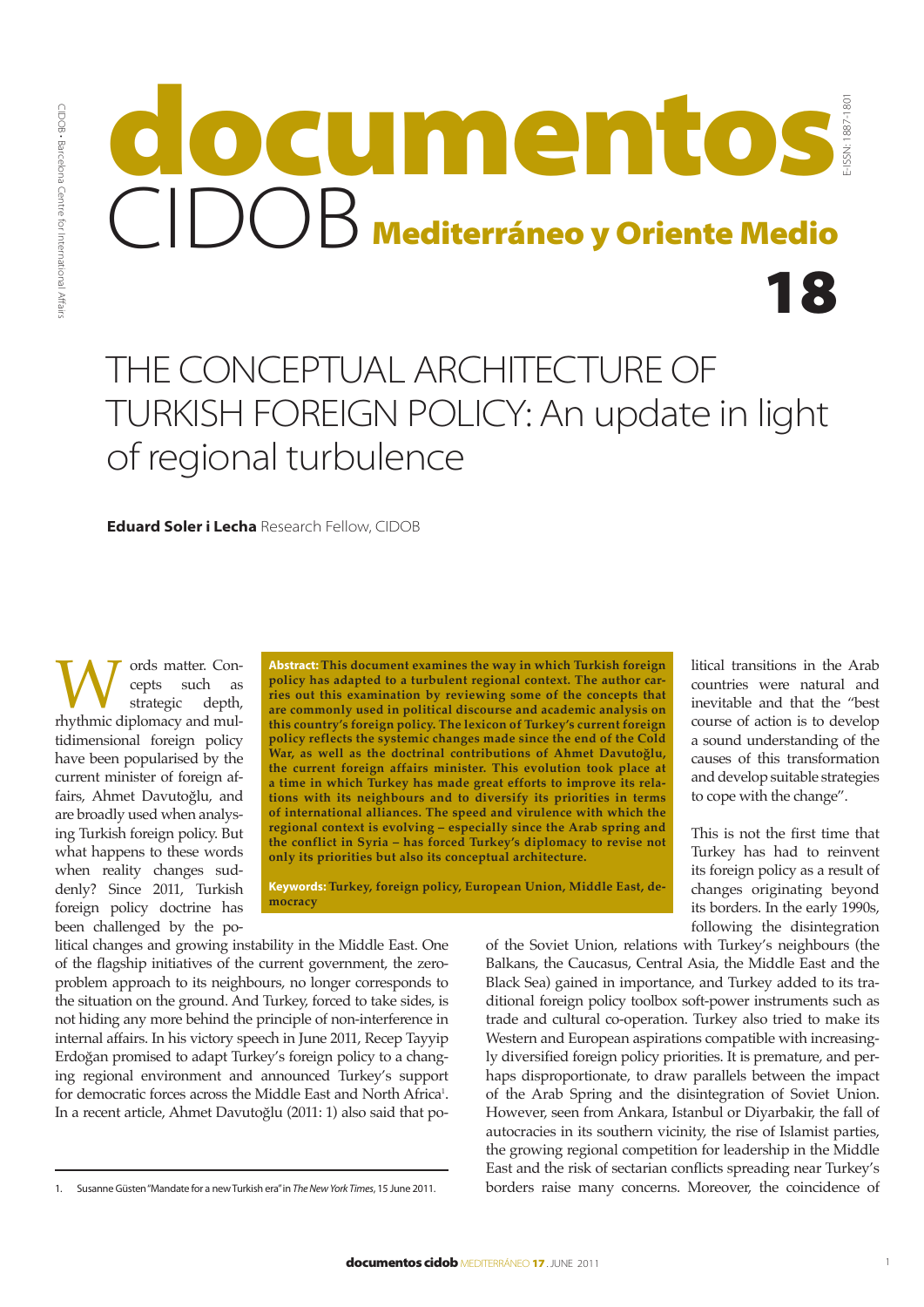# documentos CIDOB Mediterráneo y Oriente Medio 18

# THE CONCEPTUAL ARCHITECTURE OF TURKISH FOREIGN POLICY: An update in light of regional turbulence

**Eduard Soler i Lecha** Research Fellow, CIDOB

**Abstract: This document examines the way in which Turkish foreign policy has adapted to a turbulent regional context. The author carries out this examination by reviewing some of the concepts that are commonly used in political discourse and academic analysis on this country's foreign policy. The lexicon of Turkey's current foreign policy reflects the systemic changes made since the end of the Cold War, as well as the doctrinal contributions of Ahmet Davutoğlu, the current foreign affairs minister. This evolution took place at a time in which Turkey has made great efforts to improve its relations with its neighbours and to diversify its priorities in terms of international alliances. The speed and virulence with which the regional context is evolving – especially since the Arab spring and the conflict in Syria – has forced Turkey's diplomacy to revise not only its priorities but also its conceptual architecture.**

**Keywords: Turkey, foreign policy, European Union, Middle East, democracy**

Words matter. Concepts such as strategic depth, rhythmic diplomacy and multidimensional foreign policy have been popularised by the current minister of foreign affairs, Ahmet Davutoğlu, and are broadly used when analysing Turkish foreign policy. But what happens to these words when reality changes suddenly? Since 2011, Turkish foreign policy doctrine has been challenged by the political changes and growing instability in the Middle East. One of the flagship initiatives of the current government, the zero-problem approach to its neighbours, no longer corresponds to the situation on the ground. And Turkey, forced to take sides, is not hiding any more behind the principle of non-interference in internal affairs. In his victory speech in June 2011, Recep Tayyip Erdoğan promised to adapt Turkey's foreign policy to a changing regional environment and announced Turkey's support for democratic forces across the Middle East and North Africa[1]. In a recent article, Ahmet Davutoğlu (2011: 1) also said that political transitions in the Arab countries were natural and inevitable and that the "best course of action is to develop a sound understanding of the causes of this transformation and develop suitable strategies to cope with the change".

This is not the first time that Turkey has had to reinvent its foreign policy as a result of changes originating beyond its borders. In the early 1990s, following the disintegration of the Soviet Union, relations with Turkey's neighbours (the Balkans, the Caucasus, Central Asia, the Middle East and the Black Sea) gained in importance, and Turkey added to its traditional foreign policy toolbox soft-power instruments such as trade and cultural co-operation. Turkey also tried to make its Western and European aspirations compatible with increasingly diversified foreign policy priorities. It is premature, and perhaps disproportionate, to draw parallels between the impact of the Arab Spring and the disintegration of Soviet Union. However, seen from Ankara, Istanbul or Diyarbakir, the fall of autocracies in its southern vicinity, the rise of Islamist parties, the growing regional competition for leadership in the Middle East and the risk of sectarian conflicts spreading near Turkey's borders raise many concerns. Moreover, the coincidence of

1. Susanne Güsten "Mandate for a new Turkish era" in *The New York Times*, 15 June 2011.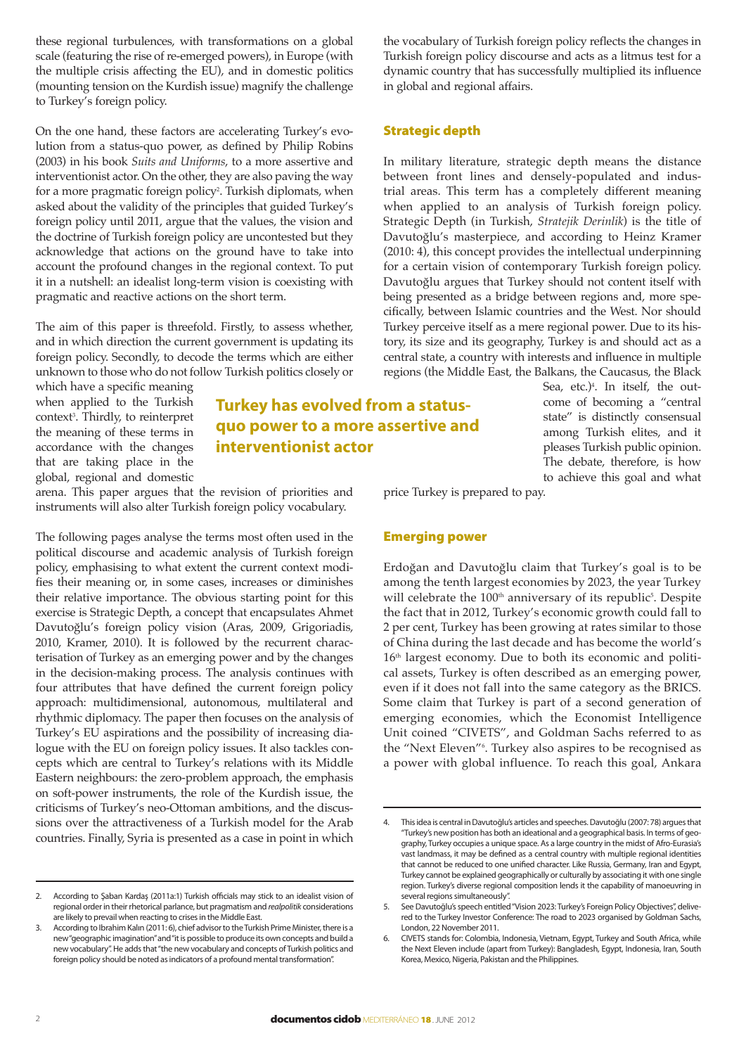these regional turbulences, with transformations on a global scale (featuring the rise of re-emerged powers), in Europe (with the multiple crisis affecting the EU), and in domestic politics (mounting tension on the Kurdish issue) magnify the challenge to Turkey's foreign policy.

On the one hand, these factors are accelerating Turkey's evolution from a status-quo power, as defined by Philip Robins (2003) in his book *Suits and Uniforms*, to a more assertive and interventionist actor. On the other, they are also paving the way for a more pragmatic foreign policy[2]. Turkish diplomats, when asked about the validity of the principles that guided Turkey's foreign policy until 2011, argue that the values, the vision and the doctrine of Turkish foreign policy are uncontested but they acknowledge that actions on the ground have to take into account the profound changes in the regional context. To put it in a nutshell: an idealist long-term vision is coexisting with pragmatic and reactive actions on the short term.

The aim of this paper is threefold. Firstly, to assess whether, and in which direction the current government is updating its foreign policy. Secondly, to decode the terms which are either unknown to those who do not follow Turkish politics closely or which have a specific meaning when applied to the Turkish context[3]. Thirdly, to reinterpret the meaning of these terms in accordance with the changes that are taking place in the global, regional and domestic arena. This paper argues that the revision of priorities and instruments will also alter Turkish foreign policy vocabulary.

**Turkey has evolved from a status-quo power to a more assertive and interventionist actor**

The following pages analyse the terms most often used in the political discourse and academic analysis of Turkish foreign policy, emphasising to what extent the current context modifies their meaning or, in some cases, increases or diminishes their relative importance. The obvious starting point for this exercise is Strategic Depth, a concept that encapsulates Ahmet Davutoğlu's foreign policy vision (Aras, 2009, Grigoriadis, 2010, Kramer, 2010). It is followed by the recurrent characterisation of Turkey as an emerging power and by the changes in the decision-making process. The analysis continues with four attributes that have defined the current foreign policy approach: multidimensional, autonomous, multilateral and rhythmic diplomacy. The paper then focuses on the analysis of Turkey's EU aspirations and the possibility of increasing dialogue with the EU on foreign policy issues. It also tackles concepts which are central to Turkey's relations with its Middle Eastern neighbours: the zero-problem approach, the emphasis on soft-power instruments, the role of the Kurdish issue, the criticisms of Turkey's neo-Ottoman ambitions, and the discussions over the attractiveness of a Turkish model for the Arab countries. Finally, Syria is presented as a case in point in which the vocabulary of Turkish foreign policy reflects the changes in Turkish foreign policy discourse and acts as a litmus test for a dynamic country that has successfully multiplied its influence in global and regional affairs.

## Strategic depth

In military literature, strategic depth means the distance between front lines and densely-populated and industrial areas. This term has a completely different meaning when applied to an analysis of Turkish foreign policy. Strategic Depth (in Turkish, *Stratejik Derinlik*) is the title of Davutoğlu's masterpiece, and according to Heinz Kramer (2010: 4), this concept provides the intellectual underpinning for a certain vision of contemporary Turkish foreign policy. Davutoğlu argues that Turkey should not content itself with being presented as a bridge between regions and, more specifically, between Islamic countries and the West. Nor should Turkey perceive itself as a mere regional power. Due to its history, its size and its geography, Turkey is and should act as a central state, a country with interests and influence in multiple regions (the Middle East, the Balkans, the Caucasus, the Black Sea, etc.)[4]. In itself, the outcome of becoming a "central state" is distinctly consensual among Turkish elites, and it pleases Turkish public opinion. The debate, therefore, is how to achieve this goal and what price Turkey is prepared to pay.

## Emerging power

Erdoğan and Davutoğlu claim that Turkey's goal is to be among the tenth largest economies by 2023, the year Turkey will celebrate the 100th anniversary of its republic[5]. Despite the fact that in 2012, Turkey's economic growth could fall to 2 per cent, Turkey has been growing at rates similar to those of China during the last decade and has become the world's 16th largest economy. Due to both its economic and political assets, Turkey is often described as an emerging power, even if it does not fall into the same category as the BRICS. Some claim that Turkey is part of a second generation of emerging economies, which the Economist Intelligence Unit coined "CIVETS", and Goldman Sachs referred to as the "Next Eleven"[6]. Turkey also aspires to be recognised as a power with global influence. To reach this goal, Ankara

---

2. According to Şaban Kardaş (2011a:1) Turkish officials may stick to an idealist vision of regional order in their rhetorical parlance, but pragmatism and *realpolitik* considerations are likely to prevail when reacting to crises in the Middle East.
3. According to Ibrahim Kalın (2011: 6), chief advisor to the Turkish Prime Minister, there is a new "geographic imagination" and "it is possible to produce its own concepts and build a new vocabulary". He adds that "the new vocabulary and concepts of Turkish politics and foreign policy should be noted as indicators of a profound mental transformation".
4. This idea is central in Davutoğlu's articles and speeches. Davutoğlu (2007: 78) argues that "Turkey's new position has both an ideational and a geographical basis. In terms of geography, Turkey occupies a unique space. As a large country in the midst of Afro-Eurasia's vast landmass, it may be defined as a central country with multiple regional identities that cannot be reduced to one unified character. Like Russia, Germany, Iran and Egypt, Turkey cannot be explained geographically or culturally by associating it with one single region. Turkey's diverse regional composition lends it the capability of manoeuvring in several regions simultaneously".
5. See Davutoğlu's speech entitled "Vision 2023: Turkey's Foreign Policy Objectives", delivered to the Turkey Investor Conference: The road to 2023 organised by Goldman Sachs, London, 22 November 2011.
6. CIVETS stands for: Colombia, Indonesia, Vietnam, Egypt, Turkey and South Africa, while the Next Eleven include (apart from Turkey): Bangladesh, Egypt, Indonesia, Iran, South Korea, Mexico, Nigeria, Pakistan and the Philippines.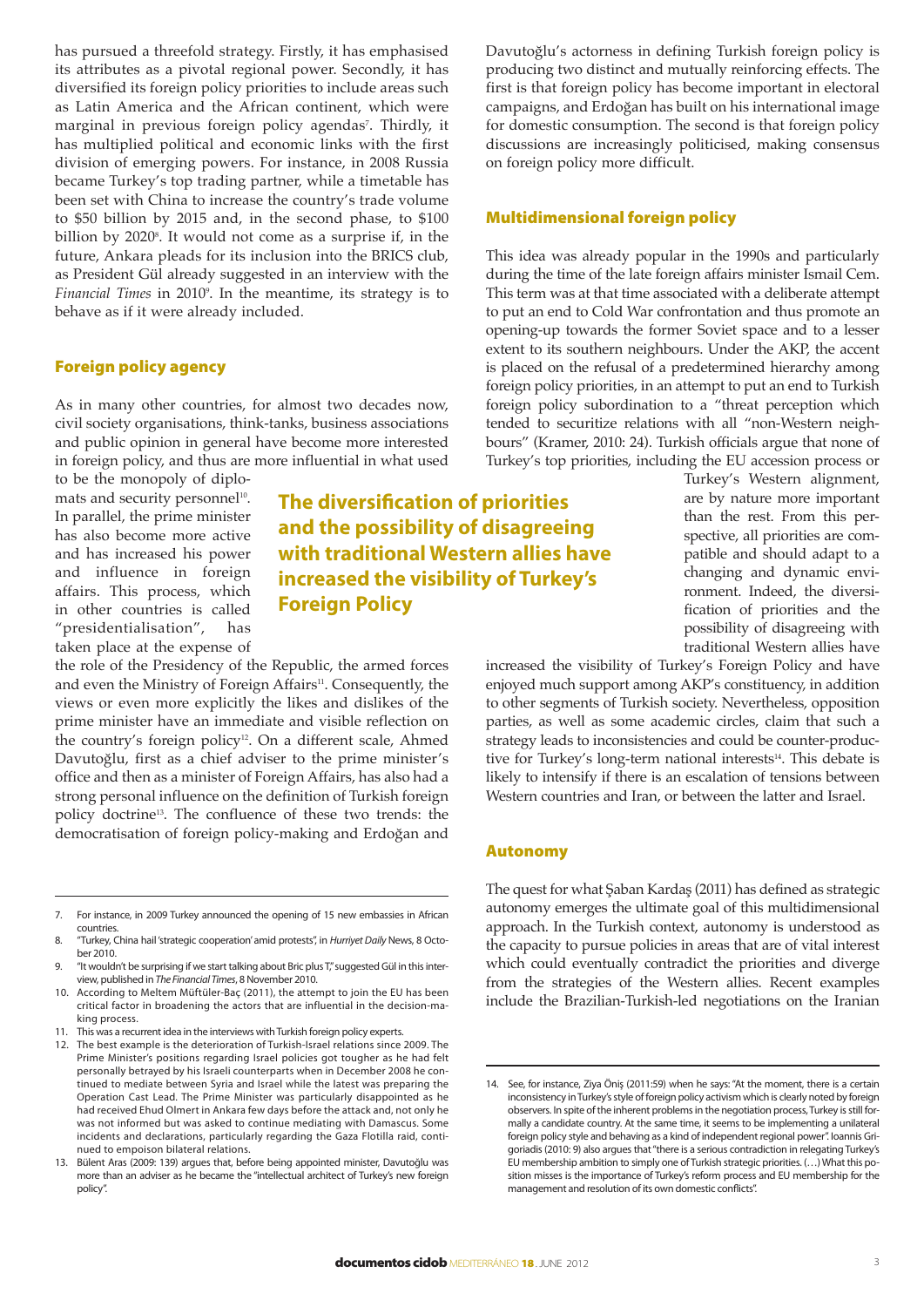has pursued a threefold strategy. Firstly, it has emphasised its attributes as a pivotal regional power. Secondly, it has diversified its foreign policy priorities to include areas such as Latin America and the African continent, which were marginal in previous foreign policy agendas[7]. Thirdly, it has multiplied political and economic links with the first division of emerging powers. For instance, in 2008 Russia became Turkey's top trading partner, while a timetable has been set with China to increase the country's trade volume to $50 billion by 2015 and, in the second phase, to $100 billion by 2020[8]. It would not come as a surprise if, in the future, Ankara pleads for its inclusion into the BRICS club, as President Gül already suggested in an interview with the *Financial Times* in 2010[9]. In the meantime, its strategy is to behave as if it were already included.

## Foreign policy agency

As in many other countries, for almost two decades now, civil society organisations, think-tanks, business associations and public opinion in general have become more interested in foreign policy, and thus are more influential in what used to be the monopoly of diplomats and security personnel[10]. In parallel, the prime minister has also become more active and has increased his power and influence in foreign affairs. This process, which in other countries is called "presidentialisation", has taken place at the expense of the role of the Presidency of the Republic, the armed forces and even the Ministry of Foreign Affairs[11]. Consequently, the views or even more explicitly the likes and dislikes of the prime minister have an immediate and visible reflection on the country's foreign policy[12]. On a different scale, Ahmed Davutoğlu, first as a chief adviser to the prime minister's office and then as a minister of Foreign Affairs, has also had a strong personal influence on the definition of Turkish foreign policy doctrine[13]. The confluence of these two trends: the democratisation of foreign policy-making and Erdoğan and Davutoğlu's actorness in defining Turkish foreign policy is producing two distinct and mutually reinforcing effects. The first is that foreign policy has become important in electoral campaigns, and Erdoğan has built on his international image for domestic consumption. The second is that foreign policy discussions are increasingly politicised, making consensus on foreign policy more difficult.

**The diversification of priorities and the possibility of disagreeing with traditional Western allies have increased the visibility of Turkey's Foreign Policy**

## Multidimensional foreign policy

This idea was already popular in the 1990s and particularly during the time of the late foreign affairs minister Ismail Cem. This term was at that time associated with a deliberate attempt to put an end to Cold War confrontation and thus promote an opening-up towards the former Soviet space and to a lesser extent to its southern neighbours. Under the AKP, the accent is placed on the refusal of a predetermined hierarchy among foreign policy priorities, in an attempt to put an end to Turkish foreign policy subordination to a "threat perception which tended to securitize relations with all "non-Western neighbours" (Kramer, 2010: 24). Turkish officials argue that none of Turkey's top priorities, including the EU accession process or Turkey's Western alignment, are by nature more important than the rest. From this perspective, all priorities are compatible and should adapt to a changing and dynamic environment. Indeed, the diversification of priorities and the possibility of disagreeing with traditional Western allies have increased the visibility of Turkey's Foreign Policy and have enjoyed much support among AKP's constituency, in addition to other segments of Turkish society. Nevertheless, opposition parties, as well as some academic circles, claim that such a strategy leads to inconsistencies and could be counter-productive for Turkey's long-term national interests[14]. This debate is likely to intensify if there is an escalation of tensions between Western countries and Iran, or between the latter and Israel.

## Autonomy

The quest for what Şaban Kardaş (2011) has defined as strategic autonomy emerges the ultimate goal of this multidimensional approach. In the Turkish context, autonomy is understood as the capacity to pursue policies in areas that are of vital interest which could eventually contradict the priorities and diverge from the strategies of the Western allies. Recent examples include the Brazilian-Turkish-led negotiations on the Iranian

---

7. For instance, in 2009 Turkey announced the opening of 15 new embassies in African countries.
8. "Turkey, China hail 'strategic cooperation' amid protests", in *Hurriyet Daily* News, 8 October 2010.
9. "It wouldn't be surprising if we start talking about Bric plus T," suggested Gül in this interview, published in *The Financial Times*, 8 November 2010.
10. According to Meltem Müftüler-Baç (2011), the attempt to join the EU has been critical factor in broadening the actors that are influential in the decision-making process.
11. This was a recurrent idea in the interviews with Turkish foreign policy experts.
12. The best example is the deterioration of Turkish-Israel relations since 2009. The Prime Minister's positions regarding Israel policies got tougher as he had felt personally betrayed by his Israeli counterparts when in December 2008 he continued to mediate between Syria and Israel while the latest was preparing the Operation Cast Lead. The Prime Minister was particularly disappointed as he had received Ehud Olmert in Ankara few days before the attack and, not only he was not informed but was asked to continue mediating with Damascus. Some incidents and declarations, particularly regarding the Gaza Flotilla raid, continued to empoison bilateral relations.
13. Bülent Aras (2009: 139) argues that, before being appointed minister, Davutoğlu was more than an adviser as he became the "intellectual architect of Turkey's new foreign policy".
14. See, for instance, Ziya Öniş (2011:59) when he says: "At the moment, there is a certain inconsistency in Turkey's style of foreign policy activism which is clearly noted by foreign observers. In spite of the inherent problems in the negotiation process, Turkey is still formally a candidate country. At the same time, it seems to be implementing a unilateral foreign policy style and behaving as a kind of independent regional power". Ioannis Grigoriadis (2010: 9) also argues that "there is a serious contradiction in relegating Turkey's EU membership ambition to simply one of Turkish strategic priorities. (…) What this position misses is the importance of Turkey's reform process and EU membership for the management and resolution of its own domestic conflicts".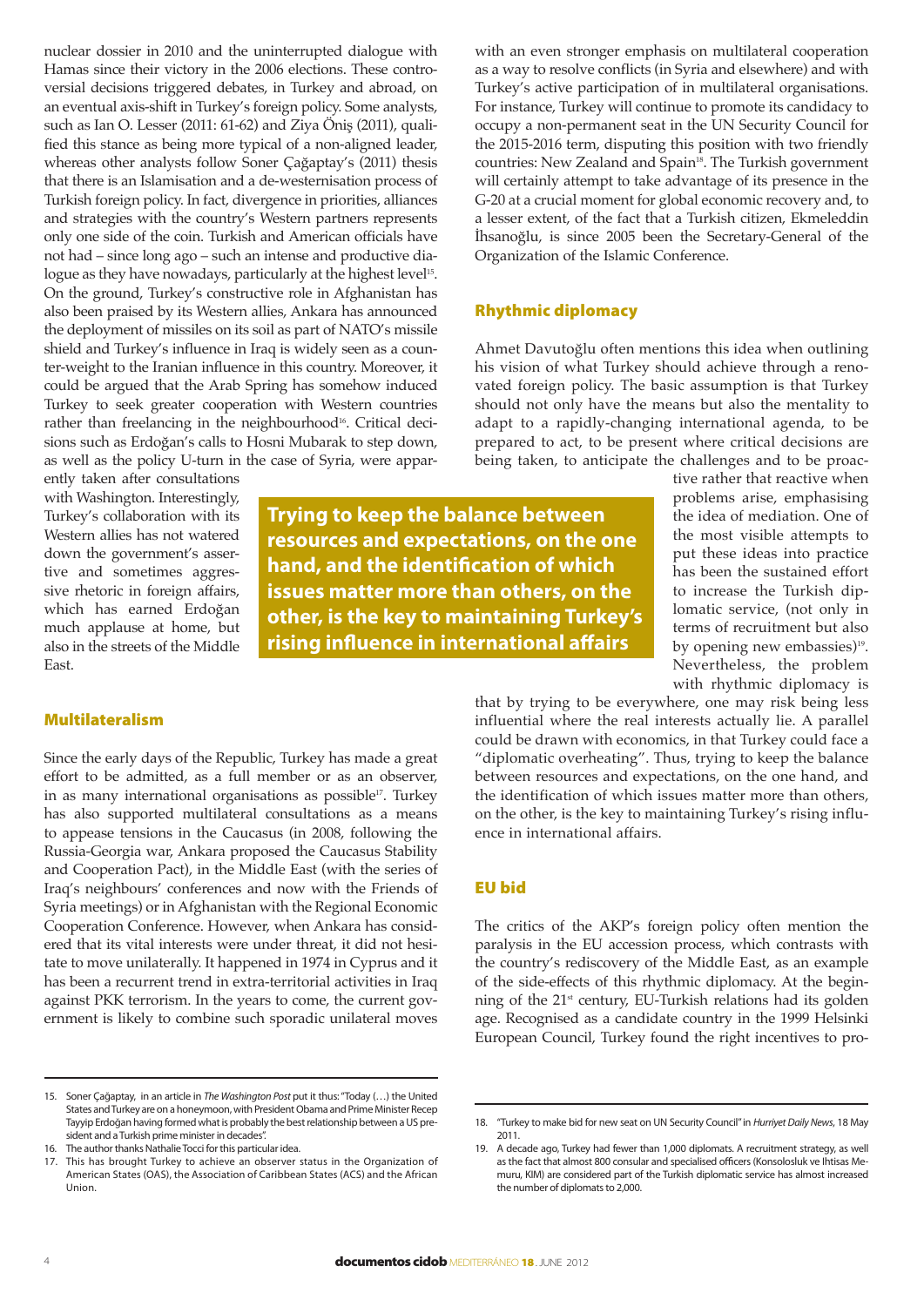nuclear dossier in 2010 and the uninterrupted dialogue with Hamas since their victory in the 2006 elections. These controversial decisions triggered debates, in Turkey and abroad, on an eventual axis-shift in Turkey's foreign policy. Some analysts, such as Ian O. Lesser (2011: 61-62) and Ziya Öniş (2011), qualified this stance as being more typical of a non-aligned leader, whereas other analysts follow Soner Çağaptay's (2011) thesis that there is an Islamisation and a de-westernisation process of Turkish foreign policy. In fact, divergence in priorities, alliances and strategies with the country's Western partners represents only one side of the coin. Turkish and American officials have not had – since long ago – such an intense and productive dialogue as they have nowadays, particularly at the highest level[15]. On the ground, Turkey's constructive role in Afghanistan has also been praised by its Western allies, Ankara has announced the deployment of missiles on its soil as part of NATO's missile shield and Turkey's influence in Iraq is widely seen as a counter-weight to the Iranian influence in this country. Moreover, it could be argued that the Arab Spring has somehow induced Turkey to seek greater cooperation with Western countries rather than freelancing in the neighbourhood[16]. Critical decisions such as Erdoğan's calls to Hosni Mubarak to step down, as well as the policy U-turn in the case of Syria, were apparently taken after consultations with Washington. Interestingly, Turkey's collaboration with its Western allies has not watered down the government's assertive and sometimes aggressive rhetoric in foreign affairs, which has earned Erdoğan much applause at home, but also in the streets of the Middle East.

## Multilateralism

Since the early days of the Republic, Turkey has made a great effort to be admitted, as a full member or as an observer, in as many international organisations as possible[17]. Turkey has also supported multilateral consultations as a means to appease tensions in the Caucasus (in 2008, following the Russia-Georgia war, Ankara proposed the Caucasus Stability and Cooperation Pact), in the Middle East (with the series of Iraq's neighbours' conferences and now with the Friends of Syria meetings) or in Afghanistan with the Regional Economic Cooperation Conference. However, when Ankara has considered that its vital interests were under threat, it did not hesitate to move unilaterally. It happened in 1974 in Cyprus and it has been a recurrent trend in extra-territorial activities in Iraq against PKK terrorism. In the years to come, the current government is likely to combine such sporadic unilateral moves with an even stronger emphasis on multilateral cooperation as a way to resolve conflicts (in Syria and elsewhere) and with Turkey's active participation of in multilateral organisations. For instance, Turkey will continue to promote its candidacy to occupy a non-permanent seat in the UN Security Council for the 2015-2016 term, disputing this position with two friendly countries: New Zealand and Spain[18]. The Turkish government will certainly attempt to take advantage of its presence in the G-20 at a crucial moment for global economic recovery and, to a lesser extent, of the fact that a Turkish citizen, Ekmeleddin İhsanoğlu, is since 2005 been the Secretary-General of the Organization of the Islamic Conference.

## Rhythmic diplomacy

Ahmet Davutoğlu often mentions this idea when outlining his vision of what Turkey should achieve through a renovated foreign policy. The basic assumption is that Turkey should not only have the means but also the mentality to adapt to a rapidly-changing international agenda, to be prepared to act, to be present where critical decisions are being taken, to anticipate the challenges and to be proactive rather that reactive when problems arise, emphasising the idea of mediation. One of the most visible attempts to put these ideas into practice has been the sustained effort to increase the Turkish diplomatic service, (not only in terms of recruitment but also by opening new embassies)[19]. Nevertheless, the problem with rhythmic diplomacy is that by trying to be everywhere, one may risk being less influential where the real interests actually lie. A parallel could be drawn with economics, in that Turkey could face a "diplomatic overheating". Thus, trying to keep the balance between resources and expectations, on the one hand, and the identification of which issues matter more than others, on the other, is the key to maintaining Turkey's rising influence in international affairs.

**Trying to keep the balance between resources and expectations, on the one hand, and the identification of which issues matter more than others, on the other, is the key to maintaining Turkey's rising influence in international affairs**

## EU bid

The critics of the AKP's foreign policy often mention the paralysis in the EU accession process, which contrasts with the country's rediscovery of the Middle East, as an example of the side-effects of this rhythmic diplomacy. At the beginning of the 21st century, EU-Turkish relations had its golden age. Recognised as a candidate country in the 1999 Helsinki European Council, Turkey found the right incentives to pro-

15. Soner Çağaptay, in an article in *The Washington Post* put it thus: "Today (…) the United States and Turkey are on a honeymoon, with President Obama and Prime Minister Recep Tayyip Erdoğan having formed what is probably the best relationship between a US president and a Turkish prime minister in decades".
16. The author thanks Nathalie Tocci for this particular idea.
17. This has brought Turkey to achieve an observer status in the Organization of American States (OAS), the Association of Caribbean States (ACS) and the African Union.
18. "Turkey to make bid for new seat on UN Security Council" in *Hurriyet Daily News*, 18 May 2011.
19. A decade ago, Turkey had fewer than 1,000 diplomats. A recruitment strategy, as well as the fact that almost 800 consular and specialised officers (Konsolosluk ve Ihtisas Memuru, KIM) are considered part of the Turkish diplomatic service has almost increased the number of diplomats to 2,000.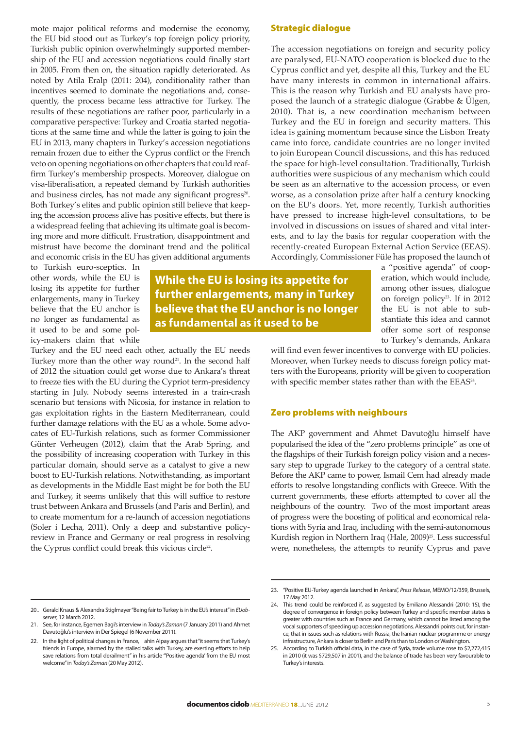mote major political reforms and modernise the economy, the EU bid stood out as Turkey's top foreign policy priority, Turkish public opinion overwhelmingly supported membership of the EU and accession negotiations could finally start in 2005. From then on, the situation rapidly deteriorated. As noted by Atila Eralp (2011: 204), conditionality rather than incentives seemed to dominate the negotiations and, consequently, the process became less attractive for Turkey. The results of these negotiations are rather poor, particularly in a comparative perspective: Turkey and Croatia started negotiations at the same time and while the latter is going to join the EU in 2013, many chapters in Turkey's accession negotiations remain frozen due to either the Cyprus conflict or the French veto on opening negotiations on other chapters that could reaffirm Turkey's membership prospects. Moreover, dialogue on visa-liberalisation, a repeated demand by Turkish authorities and business circles, has not made any significant progress[20]. Both Turkey's elites and public opinion still believe that keeping the accession process alive has positive effects, but there is a widespread feeling that achieving its ultimate goal is becoming more and more difficult. Frustration, disappointment and mistrust have become the dominant trend and the political and economic crisis in the EU has given additional arguments to Turkish euro-sceptics. In other words, while the EU is losing its appetite for further enlargements, many in Turkey believe that the EU anchor is no longer as fundamental as it used to be and some policy-makers claim that while Turkey and the EU need each other, actually the EU needs Turkey more than the other way round[21]. In the second half of 2012 the situation could get worse due to Ankara's threat to freeze ties with the EU during the Cypriot term-presidency starting in July. Nobody seems interested in a train-crash scenario but tensions with Nicosia, for instance in relation to gas exploitation rights in the Eastern Mediterranean, could further damage relations with the EU as a whole. Some advocates of EU-Turkish relations, such as former Commissioner Günter Verheugen (2012), claim that the Arab Spring, and the possibility of increasing cooperation with Turkey in this particular domain, should serve as a catalyst to give a new boost to EU-Turkish relations. Notwithstanding, as important as developments in the Middle East might be for both the EU and Turkey, it seems unlikely that this will suffice to restore trust between Ankara and Brussels (and Paris and Berlin), and to create momentum for a re-launch of accession negotiations (Soler i Lecha, 2011). Only a deep and substantive policy-review in France and Germany or real progress in resolving the Cyprus conflict could break this vicious circle[22].

**While the EU is losing its appetite for further enlargements, many in Turkey believe that the EU anchor is no longer as fundamental as it used to be**

## Strategic dialogue

The accession negotiations on foreign and security policy are paralysed, EU-NATO cooperation is blocked due to the Cyprus conflict and yet, despite all this, Turkey and the EU have many interests in common in international affairs. This is the reason why Turkish and EU analysts have proposed the launch of a strategic dialogue (Grabbe & Ülgen, 2010). That is, a new coordination mechanism between Turkey and the EU in foreign and security matters. This idea is gaining momentum because since the Lisbon Treaty came into force, candidate countries are no longer invited to join European Council discussions, and this has reduced the space for high-level consultation. Traditionally, Turkish authorities were suspicious of any mechanism which could be seen as an alternative to the accession process, or even worse, as a consolation prize after half a century knocking on the EU's doors. Yet, more recently, Turkish authorities have pressed to increase high-level consultations, to be involved in discussions on issues of shared and vital interests, and to lay the basis for regular cooperation with the recently-created European External Action Service (EEAS). Accordingly, Commissioner Füle has proposed the launch of a "positive agenda" of cooperation, which would include, among other issues, dialogue on foreign policy[23]. If in 2012 the EU is not able to substantiate this idea and cannot offer some sort of response to Turkey's demands, Ankara will find even fewer incentives to converge with EU policies. Moreover, when Turkey needs to discuss foreign policy matters with the Europeans, priority will be given to cooperation with specific member states rather than with the EEAS[24].

## Zero problems with neighbours

The AKP government and Ahmet Davutoğlu himself have popularised the idea of the "zero problems principle" as one of the flagships of their Turkish foreign policy vision and a necessary step to upgrade Turkey to the category of a central state. Before the AKP came to power, Ismail Cem had already made efforts to resolve longstanding conflicts with Greece. With the current governments, these efforts attempted to cover all the neighbours of the country. Two of the most important areas of progress were the boosting of political and economical relations with Syria and Iraq, including with the semi-autonomous Kurdish region in Northern Iraq (Hale, 2009)[25]. Less successful were, nonetheless, the attempts to reunify Cyprus and pave

---

20. Gerald Knaus & Alexandra Stiglmayer "Being fair to Turkey is in the EU's interest" in *EUobserver*, 12 March 2012.
21. See, for instance, Egemen Bagi's interview in *Today's Zaman* (7 January 2011) and Ahmet Davutoğlu's interview in Der Spiegel (6 November 2011).
22. In the light of political changes in France, ahin Alpay argues that "it seems that Turkey's friends in Europe, alarmed by the stalled talks with Turkey, are exerting efforts to help save relations from total derailment" in his article "'Positive agenda' from the EU most welcome" in *Today's Zaman* (20 May 2012).
23. "Positive EU-Turkey agenda launched in Ankara", *Press Release*, MEMO/12/359, Brussels, 17 May 2012.
24. This trend could be reinforced if, as suggested by Emiliano Alessandri (2010: 15), the degree of convergence in foreign policy between Turkey and specific member states is greater with countries such as France and Germany, which cannot be listed among the vocal supporters of speeding up accession negotiations. Alessandri points out, for instance, that in issues such as relations with Russia, the Iranian nuclear programme or energy infrastructure, Ankara is closer to Berlin and Paris than to London or Washington.
25. According to Turkish official data, in the case of Syria, trade volume rose to $2,272,415 in 2010 (it was $729,507 in 2001), and the balance of trade has been very favourable to Turkey's interests.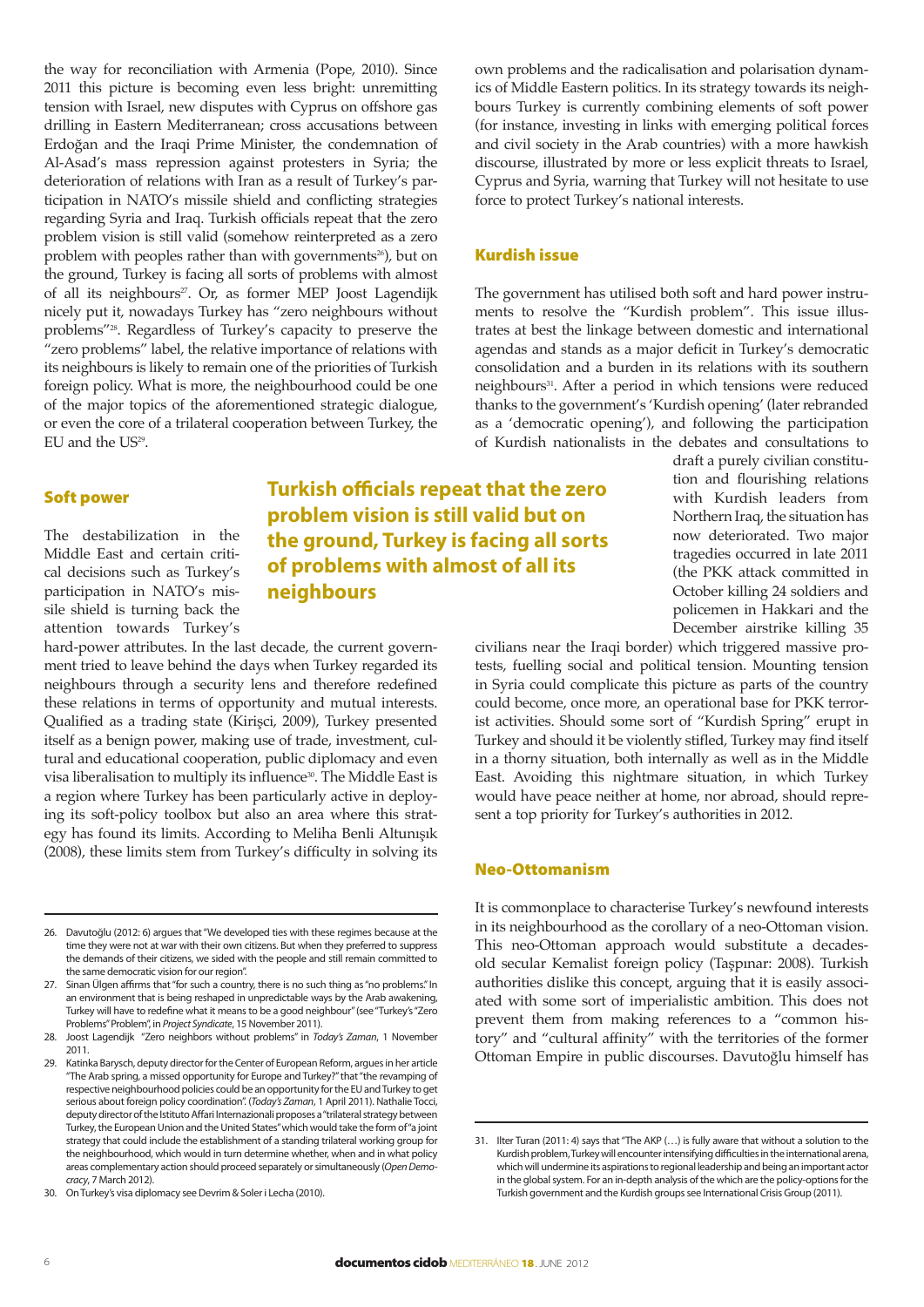the way for reconciliation with Armenia (Pope, 2010). Since 2011 this picture is becoming even less bright: unremitting tension with Israel, new disputes with Cyprus on offshore gas drilling in Eastern Mediterranean; cross accusations between Erdoğan and the Iraqi Prime Minister, the condemnation of Al-Asad's mass repression against protesters in Syria; the deterioration of relations with Iran as a result of Turkey's participation in NATO's missile shield and conflicting strategies regarding Syria and Iraq. Turkish officials repeat that the zero problem vision is still valid (somehow reinterpreted as a zero problem with peoples rather than with governments[26]), but on the ground, Turkey is facing all sorts of problems with almost of all its neighbours[27]. Or, as former MEP Joost Lagendijk nicely put it, nowadays Turkey has "zero neighbours without problems"[28]. Regardless of Turkey's capacity to preserve the "zero problems" label, the relative importance of relations with its neighbours is likely to remain one of the priorities of Turkish foreign policy. What is more, the neighbourhood could be one of the major topics of the aforementioned strategic dialogue, or even the core of a trilateral cooperation between Turkey, the EU and the US[29].

## Soft power

The destabilization in the Middle East and certain critical decisions such as Turkey's participation in NATO's missile shield is turning back the attention towards Turkey's hard-power attributes. In the last decade, the current government tried to leave behind the days when Turkey regarded its neighbours through a security lens and therefore redefined these relations in terms of opportunity and mutual interests. Qualified as a trading state (Kirişci, 2009), Turkey presented itself as a benign power, making use of trade, investment, cultural and educational cooperation, public diplomacy and even visa liberalisation to multiply its influence[30]. The Middle East is a region where Turkey has been particularly active in deploying its soft-policy toolbox but also an area where this strategy has found its limits. According to Meliha Benli Altunışık (2008), these limits stem from Turkey's difficulty in solving its own problems and the radicalisation and polarisation dynamics of Middle Eastern politics. In its strategy towards its neighbours Turkey is currently combining elements of soft power (for instance, investing in links with emerging political forces and civil society in the Arab countries) with a more hawkish discourse, illustrated by more or less explicit threats to Israel, Cyprus and Syria, warning that Turkey will not hesitate to use force to protect Turkey's national interests.

**Turkish officials repeat that the zero problem vision is still valid but on the ground, Turkey is facing all sorts of problems with almost of all its neighbours**

## Kurdish issue

The government has utilised both soft and hard power instruments to resolve the "Kurdish problem". This issue illustrates at best the linkage between domestic and international agendas and stands as a major deficit in Turkey's democratic consolidation and a burden in its relations with its southern neighbours[31]. After a period in which tensions were reduced thanks to the government's 'Kurdish opening' (later rebranded as a 'democratic opening'), and following the participation of Kurdish nationalists in the debates and consultations to draft a purely civilian constitution and flourishing relations with Kurdish leaders from Northern Iraq, the situation has now deteriorated. Two major tragedies occurred in late 2011 (the PKK attack committed in October killing 24 soldiers and policemen in Hakkari and the December airstrike killing 35 civilians near the Iraqi border) which triggered massive protests, fuelling social and political tension. Mounting tension in Syria could complicate this picture as parts of the country could become, once more, an operational base for PKK terrorist activities. Should some sort of "Kurdish Spring" erupt in Turkey and should it be violently stifled, Turkey may find itself in a thorny situation, both internally as well as in the Middle East. Avoiding this nightmare situation, in which Turkey would have peace neither at home, nor abroad, should represent a top priority for Turkey's authorities in 2012.

## Neo-Ottomanism

It is commonplace to characterise Turkey's newfound interests in its neighbourhood as the corollary of a neo-Ottoman vision. This neo-Ottoman approach would substitute a decades-old secular Kemalist foreign policy (Taşpınar: 2008). Turkish authorities dislike this concept, arguing that it is easily associated with some sort of imperialistic ambition. This does not prevent them from making references to a "common history" and "cultural affinity" with the territories of the former Ottoman Empire in public discourses. Davutoğlu himself has

---

26. Davutoğlu (2012: 6) argues that "We developed ties with these regimes because at the time they were not at war with their own citizens. But when they preferred to suppress the demands of their citizens, we sided with the people and still remain committed to the same democratic vision for our region".
27. Sinan Ülgen affirms that "for such a country, there is no such thing as "no problems." In an environment that is being reshaped in unpredictable ways by the Arab awakening, Turkey will have to redefine what it means to be a good neighbour" (see "Turkey's "Zero Problems" Problem", in *Project Syndicate*, 15 November 2011).
28. Joost Lagendijk "Zero neighbors without problems" in *Today's Zaman*, 1 November 2011.
29. Katinka Barysch, deputy director for the Center of European Reform, argues in her article "The Arab spring, a missed opportunity for Europe and Turkey?" that "the revamping of respective neighbourhood policies could be an opportunity for the EU and Turkey to get serious about foreign policy coordination". (*Today's Zaman*, 1 April 2011). Nathalie Tocci, deputy director of the Istituto Affari Internazionali proposes a "trilateral strategy between Turkey, the European Union and the United States" which would take the form of "a joint strategy that could include the establishment of a standing trilateral working group for the neighbourhood, which would in turn determine whether, when and in what policy areas complementary action should proceed separately or simultaneously (*Open Democracy*, 7 March 2012).
30. On Turkey's visa diplomacy see Devrim & Soler i Lecha (2010).
31. İlter Turan (2011: 4) says that "The AKP (…) is fully aware that without a solution to the Kurdish problem, Turkey will encounter intensifying difficulties in the international arena, which will undermine its aspirations to regional leadership and being an important actor in the global system. For an in-depth analysis of the which are the policy-options for the Turkish government and the Kurdish groups see International Crisis Group (2011).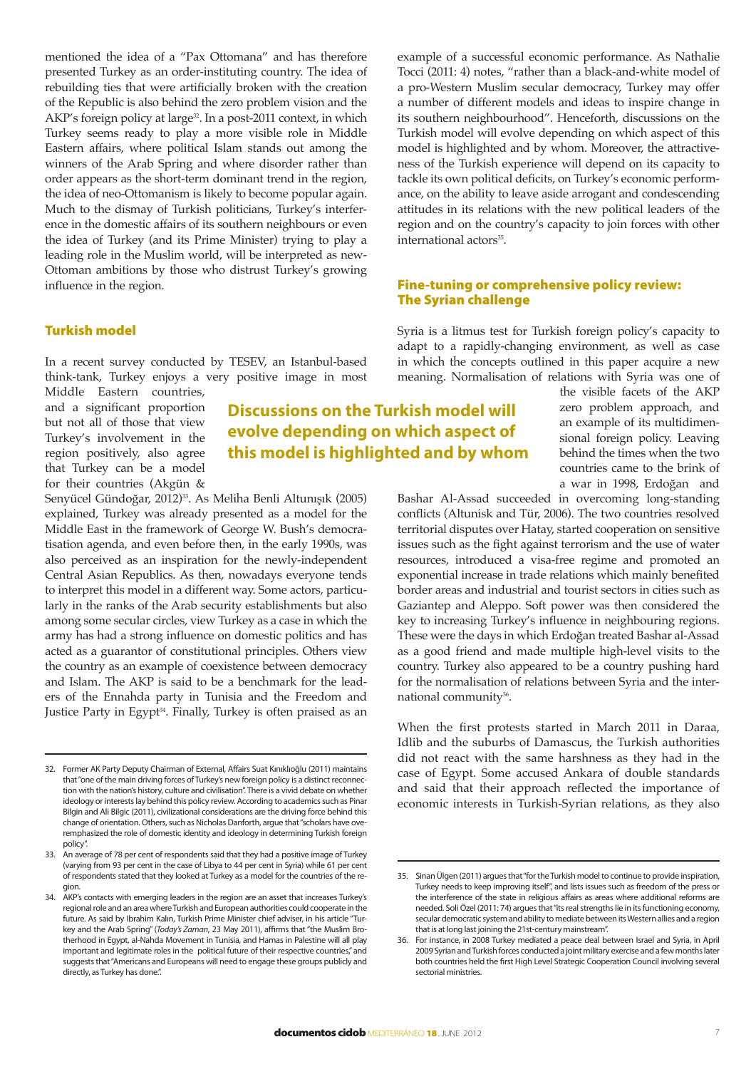mentioned the idea of a "Pax Ottomana" and has therefore presented Turkey as an order-instituting country. The idea of rebuilding ties that were artificially broken with the creation of the Republic is also behind the zero problem vision and the AKP's foreign policy at large[32]. In a post-2011 context, in which Turkey seems ready to play a more visible role in Middle Eastern affairs, where political Islam stands out among the winners of the Arab Spring and where disorder rather than order appears as the short-term dominant trend in the region, the idea of neo-Ottomanism is likely to become popular again. Much to the dismay of Turkish politicians, Turkey's interference in the domestic affairs of its southern neighbours or even the idea of Turkey (and its Prime Minister) trying to play a leading role in the Muslim world, will be interpreted as new-Ottoman ambitions by those who distrust Turkey's growing influence in the region.

## Turkish model

In a recent survey conducted by TESEV, an Istanbul-based think-tank, Turkey enjoys a very positive image in most Middle Eastern countries, and a significant proportion but not all of those that view Turkey's involvement in the region positively, also agree that Turkey can be a model for their countries (Akgün & Senyücel Gündoğar, 2012)[33]. As Meliha Benli Altunışık (2005) explained, Turkey was already presented as a model for the Middle East in the framework of George W. Bush's democratisation agenda, and even before then, in the early 1990s, was also perceived as an inspiration for the newly-independent Central Asian Republics. As then, nowadays everyone tends to interpret this model in a different way. Some actors, particularly in the ranks of the Arab security establishments but also among some secular circles, view Turkey as a case in which the army has had a strong influence on domestic politics and has acted as a guarantor of constitutional principles. Others view the country as an example of coexistence between democracy and Islam. The AKP is said to be a benchmark for the leaders of the Ennahda party in Tunisia and the Freedom and Justice Party in Egypt[34]. Finally, Turkey is often praised as an example of a successful economic performance. As Nathalie Tocci (2011: 4) notes, "rather than a black-and-white model of a pro-Western Muslim secular democracy, Turkey may offer a number of different models and ideas to inspire change in its southern neighbourhood". Henceforth, discussions on the Turkish model will evolve depending on which aspect of this model is highlighted and by whom. Moreover, the attractiveness of the Turkish experience will depend on its capacity to tackle its own political deficits, on Turkey's economic performance, on the ability to leave aside arrogant and condescending attitudes in its relations with the new political leaders of the region and on the country's capacity to join forces with other international actors[35].

**Discussions on the Turkish model will evolve depending on which aspect of this model is highlighted and by whom**

## Fine-tuning or comprehensive policy review: The Syrian challenge

Syria is a litmus test for Turkish foreign policy's capacity to adapt to a rapidly-changing environment, as well as case in which the concepts outlined in this paper acquire a new meaning. Normalisation of relations with Syria was one of the visible facets of the AKP zero problem approach, and an example of its multidimensional foreign policy. Leaving behind the times when the two countries came to the brink of a war in 1998, Erdoğan and Bashar Al-Assad succeeded in overcoming long-standing conflicts (Altunisk and Tür, 2006). The two countries resolved territorial disputes over Hatay, started cooperation on sensitive issues such as the fight against terrorism and the use of water resources, introduced a visa-free regime and promoted an exponential increase in trade relations which mainly benefited border areas and industrial and tourist sectors in cities such as Gaziantep and Aleppo. Soft power was then considered the key to increasing Turkey's influence in neighbouring regions. These were the days in which Erdoğan treated Bashar al-Assad as a good friend and made multiple high-level visits to the country. Turkey also appeared to be a country pushing hard for the normalisation of relations between Syria and the international community[36].

When the first protests started in March 2011 in Daraa, Idlib and the suburbs of Damascus, the Turkish authorities did not react with the same harshness as they had in the case of Egypt. Some accused Ankara of double standards and said that their approach reflected the importance of economic interests in Turkish-Syrian relations, as they also

---

32. Former AK Party Deputy Chairman of External, Affairs Suat Kınıklıoğlu (2011) maintains that "one of the main driving forces of Turkey's new foreign policy is a distinct reconnection with the nation's history, culture and civilisation". There is a vivid debate on whether ideology or interests lay behind this policy review. According to academics such as Pinar Bilgin and Ali Bilgic (2011), civilizational considerations are the driving force behind this change of orientation. Others, such as Nicholas Danforth, argue that "scholars have overemphasized the role of domestic identity and ideology in determining Turkish foreign policy".

33. An average of 78 per cent of respondents said that they had a positive image of Turkey (varying from 93 per cent in the case of Libya to 44 per cent in Syria) while 61 per cent of respondents stated that they looked at Turkey as a model for the countries of the region.

34. AKP's contacts with emerging leaders in the region are an asset that increases Turkey's regional role and an area where Turkish and European authorities could cooperate in the future. As said by Ibrahim Kalın, Turkish Prime Minister chief adviser, in his article "Turkey and the Arab Spring" (*Today's Zaman*, 23 May 2011), affirms that "the Muslim Brotherhood in Egypt, al-Nahda Movement in Tunisia, and Hamas in Palestine will all play important and legitimate roles in the political future of their respective countries," and suggests that "Americans and Europeans will need to engage these groups publicly and directly, as Turkey has done.".

35. Sinan Ülgen (2011) argues that "for the Turkish model to continue to provide inspiration, Turkey needs to keep improving itself", and lists issues such as freedom of the press or the interference of the state in religious affairs as areas where additional reforms are needed. Soli Özel (2011: 74) argues that "its real strengths lie in its functioning economy, secular democratic system and ability to mediate between its Western allies and a region that is at long last joining the 21st-century mainstream".

36. For instance, in 2008 Turkey mediated a peace deal between Israel and Syria, in April 2009 Syrian and Turkish forces conducted a joint military exercise and a few months later both countries held the first High Level Strategic Cooperation Council involving several sectorial ministries.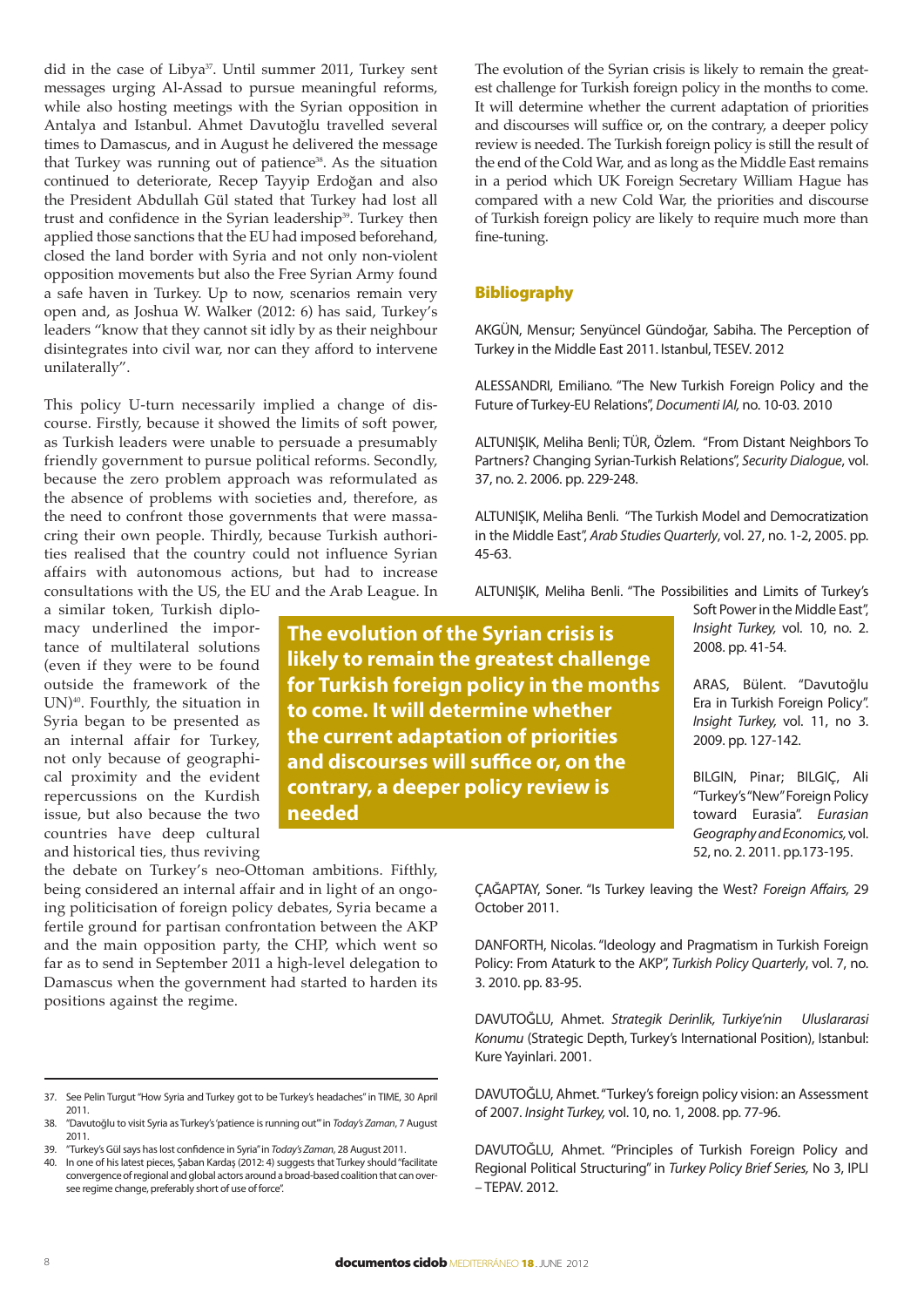did in the case of Libya[37]. Until summer 2011, Turkey sent messages urging Al-Assad to pursue meaningful reforms, while also hosting meetings with the Syrian opposition in Antalya and Istanbul. Ahmet Davutoğlu travelled several times to Damascus, and in August he delivered the message that Turkey was running out of patience[38]. As the situation continued to deteriorate, Recep Tayyip Erdoğan and also the President Abdullah Gül stated that Turkey had lost all trust and confidence in the Syrian leadership[39]. Turkey then applied those sanctions that the EU had imposed beforehand, closed the land border with Syria and not only non-violent opposition movements but also the Free Syrian Army found a safe haven in Turkey. Up to now, scenarios remain very open and, as Joshua W. Walker (2012: 6) has said, Turkey's leaders "know that they cannot sit idly by as their neighbour disintegrates into civil war, nor can they afford to intervene unilaterally".

This policy U-turn necessarily implied a change of discourse. Firstly, because it showed the limits of soft power, as Turkish leaders were unable to persuade a presumably friendly government to pursue political reforms. Secondly, because the zero problem approach was reformulated as the absence of problems with societies and, therefore, as the need to confront those governments that were massacring their own people. Thirdly, because Turkish authorities realised that the country could not influence Syrian affairs with autonomous actions, but had to increase consultations with the US, the EU and the Arab League. In a similar token, Turkish diplomacy underlined the importance of multilateral solutions (even if they were to be found outside the framework of the UN)[40]. Fourthly, the situation in Syria began to be presented as an internal affair for Turkey, not only because of geographical proximity and the evident repercussions on the Kurdish issue, but also because the two countries have deep cultural and historical ties, thus reviving the debate on Turkey's neo-Ottoman ambitions. Fifthly, being considered an internal affair and in light of an ongoing politicisation of foreign policy debates, Syria became a fertile ground for partisan confrontation between the AKP and the main opposition party, the CHP, which went so far as to send in September 2011 a high-level delegation to Damascus when the government had started to harden its positions against the regime.

**The evolution of the Syrian crisis is likely to remain the greatest challenge for Turkish foreign policy in the months to come. It will determine whether the current adaptation of priorities and discourses will suffice or, on the contrary, a deeper policy review is needed**

The evolution of the Syrian crisis is likely to remain the greatest challenge for Turkish foreign policy in the months to come. It will determine whether the current adaptation of priorities and discourses will suffice or, on the contrary, a deeper policy review is needed. The Turkish foreign policy is still the result of the end of the Cold War, and as long as the Middle East remains in a period which UK Foreign Secretary William Hague has compared with a new Cold War, the priorities and discourse of Turkish foreign policy are likely to require much more than fine-tuning.

## Bibliography

AKGÜN, Mensur; Senyüncel Gündoğar, Sabiha. The Perception of Turkey in the Middle East 2011. Istanbul, TESEV. 2012

ALESSANDRI, Emiliano. "The New Turkish Foreign Policy and the Future of Turkey-EU Relations", *Documenti IAI*, no. 10-03. 2010

ALTUNIŞIK, Meliha Benli; TÜR, Özlem. "From Distant Neighbors To Partners? Changing Syrian-Turkish Relations", *Security Dialogue*, vol. 37, no. 2. 2006. pp. 229-248.

ALTUNIŞIK, Meliha Benli. "The Turkish Model and Democratization in the Middle East", *Arab Studies Quarterly*, vol. 27, no. 1-2, 2005. pp. 45-63.

ALTUNIŞIK, Meliha Benli. "The Possibilities and Limits of Turkey's Soft Power in the Middle East", *Insight Turkey*, vol. 10, no. 2. 2008. pp. 41-54.

ARAS, Bülent. "Davutoğlu Era in Turkish Foreign Policy". *Insight Turkey*, vol. 11, no 3. 2009. pp. 127-142.

BILGIN, Pinar; BILGIÇ, Ali "Turkey's "New" Foreign Policy toward Eurasia". *Eurasian Geography and Economics*, vol. 52, no. 2. 2011. pp.173-195.

ÇAĞAPTAY, Soner. "Is Turkey leaving the West? *Foreign Affairs,* 29 October 2011.

DANFORTH, Nicolas. "Ideology and Pragmatism in Turkish Foreign Policy: From Ataturk to the AKP", *Turkish Policy Quarterly*, vol. 7, no. 3. 2010. pp. 83-95.

DAVUTOĞLU, Ahmet. *Strategik Derinlik, Turkiye'nin Uluslararasi Konumu* (Strategic Depth, Turkey's International Position), Istanbul: Kure Yayinlari. 2001.

DAVUTOĞLU, Ahmet. "Turkey's foreign policy vision: an Assessment of 2007. *Insight Turkey,* vol. 10, no. 1, 2008. pp. 77-96.

DAVUTOĞLU, Ahmet. "Principles of Turkish Foreign Policy and Regional Political Structuring" in *Turkey Policy Brief Series,* No 3, IPLI – TEPAV. 2012.

37. See Pelin Turgut "How Syria and Turkey got to be Turkey's headaches" in TIME, 30 April 2011.
38. "Davutoğlu to visit Syria as Turkey's 'patience is running out'" in *Today's Zaman*, 7 August 2011.
39. "Turkey's Gül says has lost confidence in Syria" in *Today's Zaman*, 28 August 2011.
40. In one of his latest pieces, Şaban Kardaş (2012: 4) suggests that Turkey should "facilitate convergence of regional and global actors around a broad-based coalition that can oversee regime change, preferably short of use of force".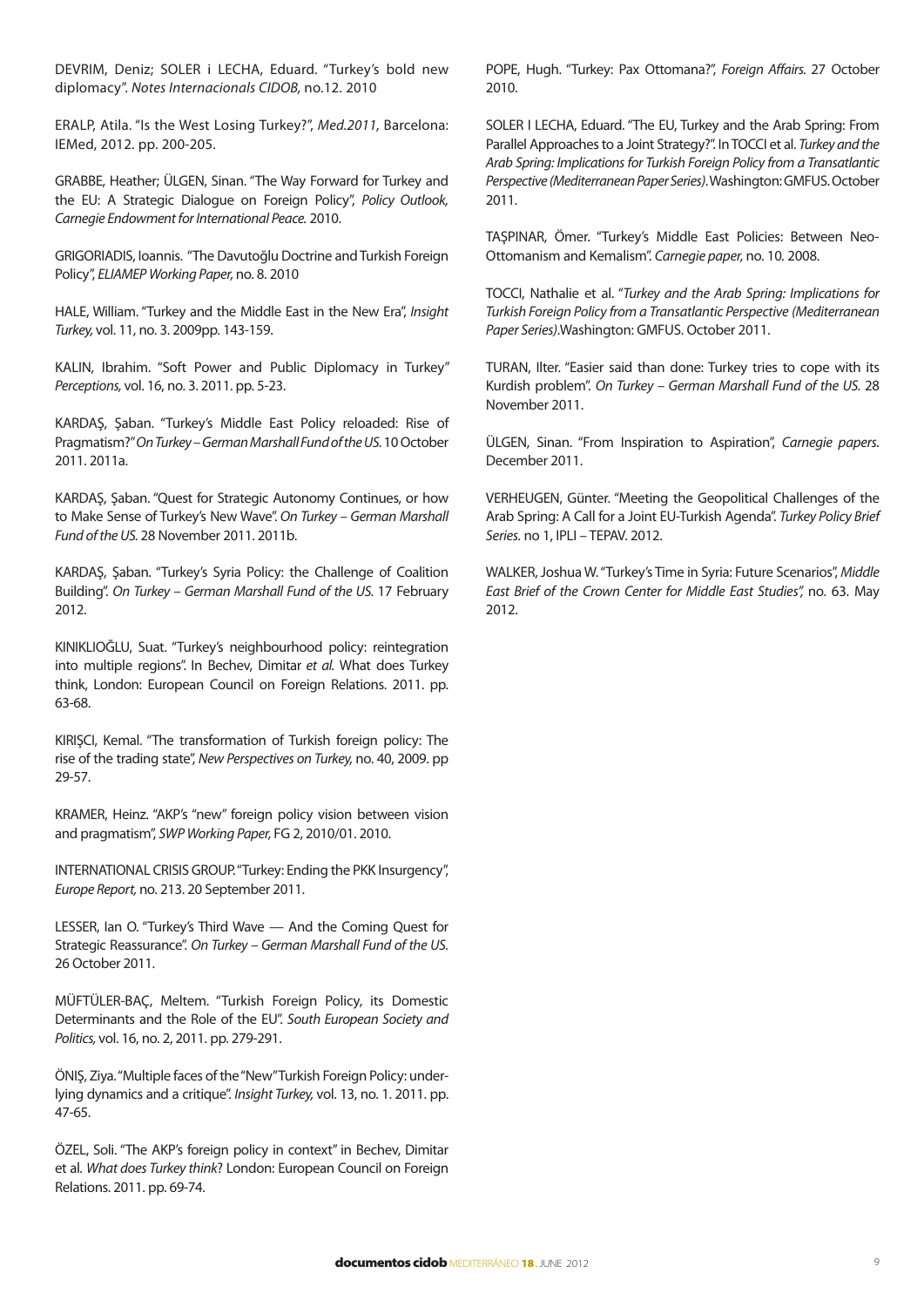DEVRIM, Deniz; SOLER i LECHA, Eduard. "Turkey's bold new diplomacy". *Notes Internacionals CIDOB,* no.12. 2010

ERALP, Atila. "Is the West Losing Turkey?", *Med.2011,* Barcelona: IEMed, 2012. pp. 200-205.

GRABBE, Heather; ÜLGEN, Sinan. "The Way Forward for Turkey and the EU: A Strategic Dialogue on Foreign Policy", *Policy Outlook, Carnegie Endowment for International Peace.* 2010.

GRIGORIADIS, Ioannis. "The Davutoğlu Doctrine and Turkish Foreign Policy", *ELIAMEP Working Paper,* no. 8. 2010

HALE, William. "Turkey and the Middle East in the New Era", *Insight Turkey,* vol. 11, no. 3. 2009pp. 143-159.

KALIN, Ibrahim. "Soft Power and Public Diplomacy in Turkey" *Perceptions,* vol. 16, no. 3. 2011. pp. 5-23.

KARDAŞ, Şaban. "Turkey's Middle East Policy reloaded: Rise of Pragmatism?" *On Turkey – German Marshall Fund of the US.* 10 October 2011. 2011a.

KARDAŞ, Şaban. "Quest for Strategic Autonomy Continues, or how to Make Sense of Turkey's New Wave". *On Turkey – German Marshall Fund of the US.* 28 November 2011. 2011b.

KARDAŞ, Şaban. "Turkey's Syria Policy: the Challenge of Coalition Building". *On Turkey – German Marshall Fund of the US.* 17 February 2012.

KINIKLIOĞLU, Suat. "Turkey's neighbourhood policy: reintegration into multiple regions". In Bechev, Dimitar *et al.* What does Turkey think, London: European Council on Foreign Relations. 2011. pp. 63-68.

KIRIŞCI, Kemal. "The transformation of Turkish foreign policy: The rise of the trading state", *New Perspectives on Turkey,* no. 40, 2009. pp 29-57.

KRAMER, Heinz. "AKP's "new" foreign policy vision between vision and pragmatism", *SWP Working Paper,* FG 2, 2010/01. 2010.

INTERNATIONAL CRISIS GROUP. "Turkey: Ending the PKK Insurgency", *Europe Report,* no. 213. 20 September 2011.

LESSER, Ian O. "Turkey's Third Wave — And the Coming Quest for Strategic Reassurance". *On Turkey – German Marshall Fund of the US.* 26 October 2011.

MÜFTÜLER-BAÇ, Meltem. "Turkish Foreign Policy, its Domestic Determinants and the Role of the EU". *South European Society and Politics,* vol. 16, no. 2, 2011. pp. 279-291.

ÖNIŞ, Ziya. "Multiple faces of the "New" Turkish Foreign Policy: underlying dynamics and a critique". *Insight Turkey,* vol. 13, no. 1. 2011. pp. 47-65.

ÖZEL, Soli. "The AKP's foreign policy in context" in Bechev, Dimitar et al. *What does Turkey think*? London: European Council on Foreign Relations. 2011. pp. 69-74.

POPE, Hugh. "Turkey: Pax Ottomana?", *Foreign Affairs.* 27 October 2010.

SOLER I LECHA, Eduard. "The EU, Turkey and the Arab Spring: From Parallel Approaches to a Joint Strategy?". In TOCCI et al. *Turkey and the Arab Spring: Implications for Turkish Foreign Policy from a Transatlantic Perspective (Mediterranean Paper Series).* Washington: GMFUS. October 2011.

TAŞPINAR, Ömer. "Turkey's Middle East Policies: Between Neo-Ottomanism and Kemalism". *Carnegie paper,* no. 10. 2008.

TOCCI, Nathalie et al. "*Turkey and the Arab Spring: Implications for Turkish Foreign Policy from a Transatlantic Perspective (Mediterranean Paper Series)*.Washington: GMFUS. October 2011.

TURAN, Ilter. "Easier said than done: Turkey tries to cope with its Kurdish problem". *On Turkey – German Marshall Fund of the US.* 28 November 2011.

ÜLGEN, Sinan. "From Inspiration to Aspiration", *Carnegie papers.* December 2011.

VERHEUGEN, Günter. "Meeting the Geopolitical Challenges of the Arab Spring: A Call for a Joint EU-Turkish Agenda". *Turkey Policy Brief Series.* no 1, IPLI – TEPAV. 2012.

WALKER, Joshua W. "Turkey's Time in Syria: Future Scenarios", *Middle East Brief of the Crown Center for Middle East Studies",* no. 63. May 2012.